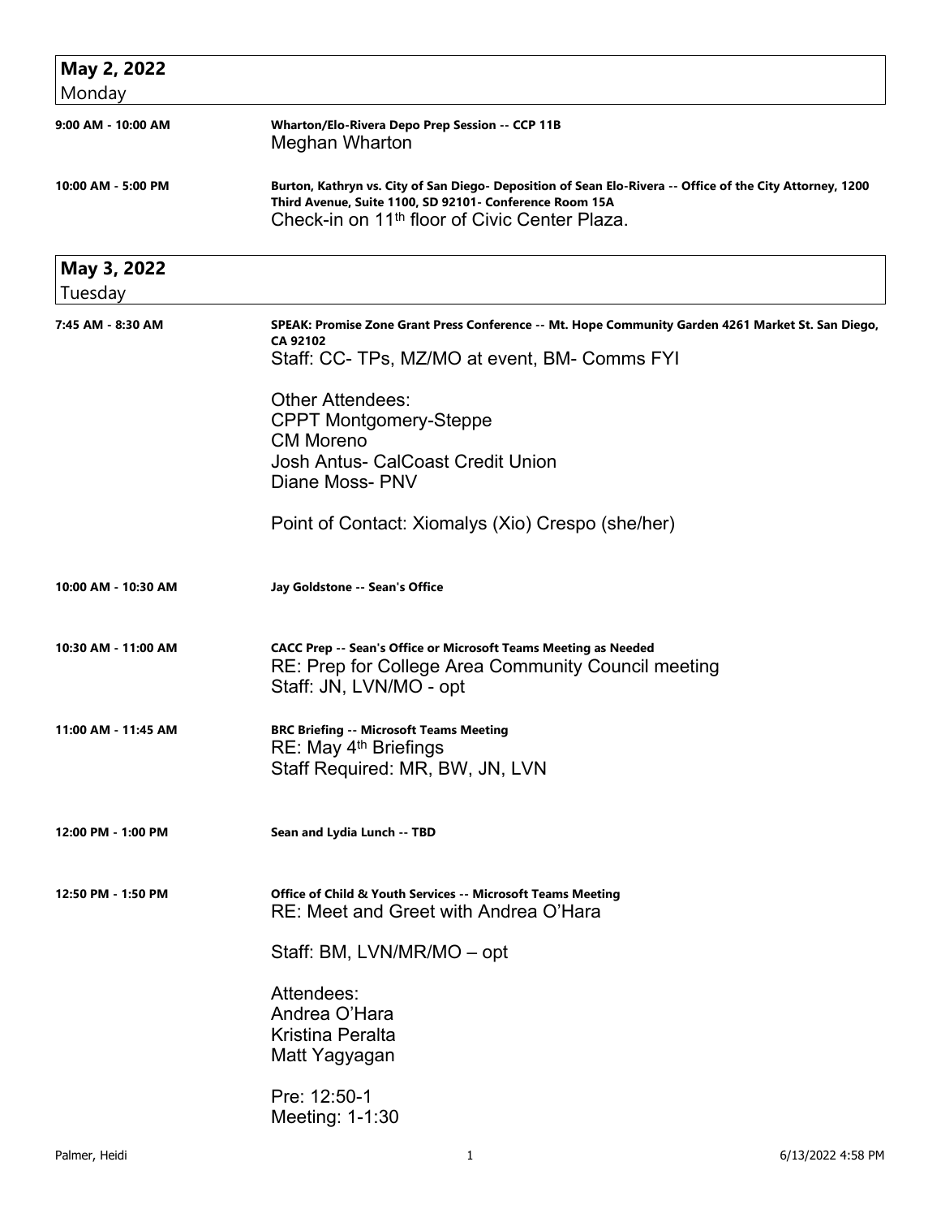## May 2, 2022
Monday

**9:00 AM - 10:00 AM** — **Wharton/Elo-Rivera Depo Prep Session -- CCP 11B**

Meghan Wharton

**10:00 AM - 5:00 PM** — **Burton, Kathryn vs. City of San Diego- Deposition of Sean Elo-Rivera -- Office of the City Attorney, 1200 Third Avenue, Suite 1100, SD 92101- Conference Room 15A**

Check-in on 11th floor of Civic Center Plaza.

## May 3, 2022
Tuesday

**7:45 AM - 8:30 AM** — **SPEAK: Promise Zone Grant Press Conference -- Mt. Hope Community Garden 4261 Market St. San Diego, CA 92102**

Staff: CC- TPs, MZ/MO at event, BM- Comms FYI

Other Attendees:
CPPT Montgomery-Steppe
CM Moreno
Josh Antus- CalCoast Credit Union
Diane Moss- PNV

Point of Contact: Xiomalys (Xio) Crespo (she/her)

**10:00 AM - 10:30 AM** — **Jay Goldstone -- Sean's Office**

**10:30 AM - 11:00 AM** — **CACC Prep -- Sean's Office or Microsoft Teams Meeting as Needed**

RE: Prep for College Area Community Council meeting
Staff: JN, LVN/MO - opt

**11:00 AM - 11:45 AM** — **BRC Briefing -- Microsoft Teams Meeting**

RE: May 4th Briefings
Staff Required: MR, BW, JN, LVN

**12:00 PM - 1:00 PM** — **Sean and Lydia Lunch -- TBD**

**12:50 PM - 1:50 PM** — **Office of Child & Youth Services -- Microsoft Teams Meeting**

RE: Meet and Greet with Andrea O'Hara

Staff: BM, LVN/MR/MO – opt

Attendees:
Andrea O'Hara
Kristina Peralta
Matt Yagyagan

Pre: 12:50-1
Meeting: 1-1:30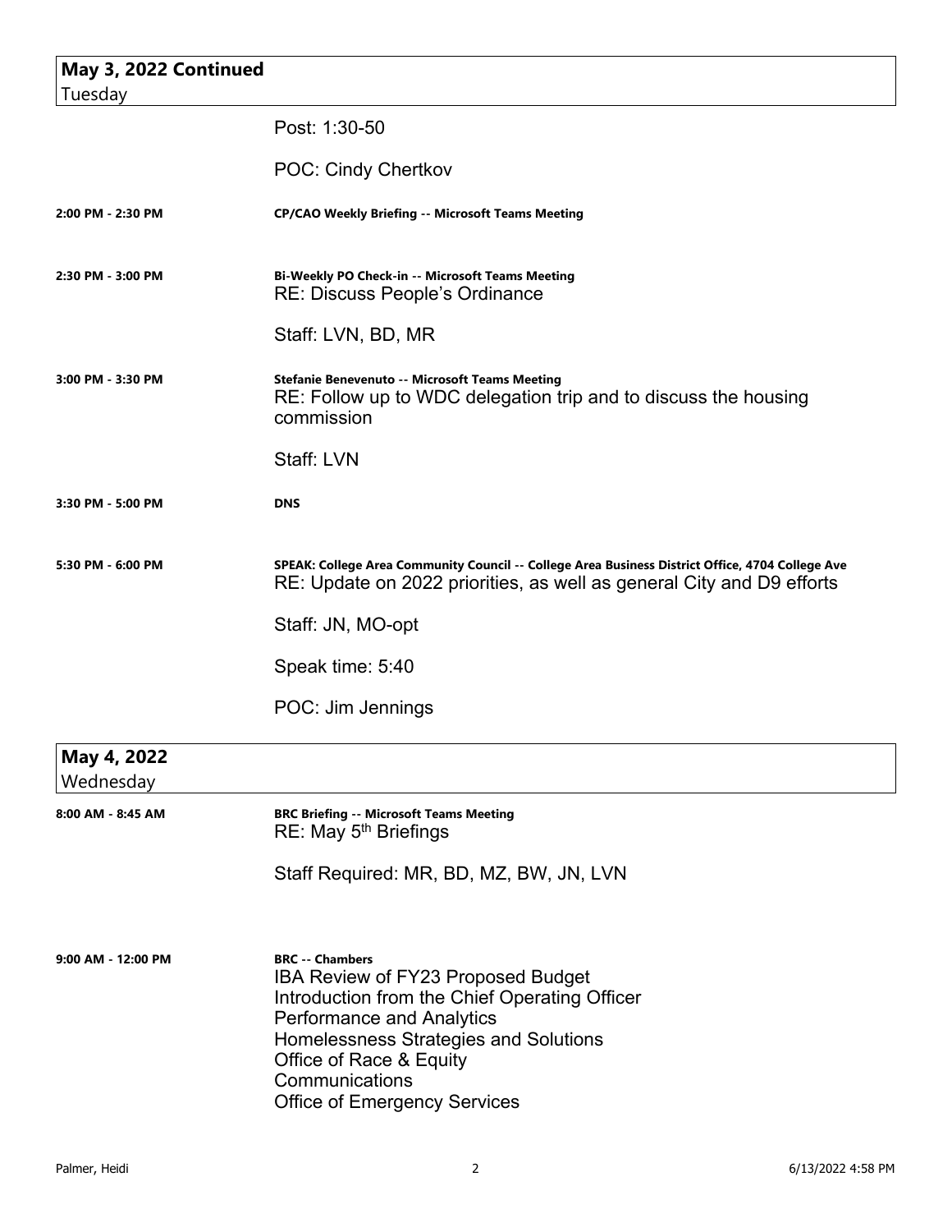## May 3, 2022 Continued
Tuesday

Post: 1:30-50

POC: Cindy Chertkov

**2:00 PM - 2:30 PM** — **CP/CAO Weekly Briefing -- Microsoft Teams Meeting**

**2:30 PM - 3:00 PM** — **Bi-Weekly PO Check-in -- Microsoft Teams Meeting**
RE: Discuss People's Ordinance

Staff: LVN, BD, MR

**3:00 PM - 3:30 PM** — **Stefanie Benevenuto -- Microsoft Teams Meeting**
RE: Follow up to WDC delegation trip and to discuss the housing commission

Staff: LVN

**3:30 PM - 5:00 PM** — **DNS**

**5:30 PM - 6:00 PM** — **SPEAK: College Area Community Council -- College Area Business District Office, 4704 College Ave**
RE: Update on 2022 priorities, as well as general City and D9 efforts

Staff: JN, MO-opt

Speak time: 5:40

POC: Jim Jennings

## May 4, 2022
Wednesday

**8:00 AM - 8:45 AM** — **BRC Briefing -- Microsoft Teams Meeting**
RE: May 5th Briefings

Staff Required: MR, BD, MZ, BW, JN, LVN

**9:00 AM - 12:00 PM** — **BRC -- Chambers**
IBA Review of FY23 Proposed Budget
Introduction from the Chief Operating Officer
Performance and Analytics
Homelessness Strategies and Solutions
Office of Race & Equity
Communications
Office of Emergency Services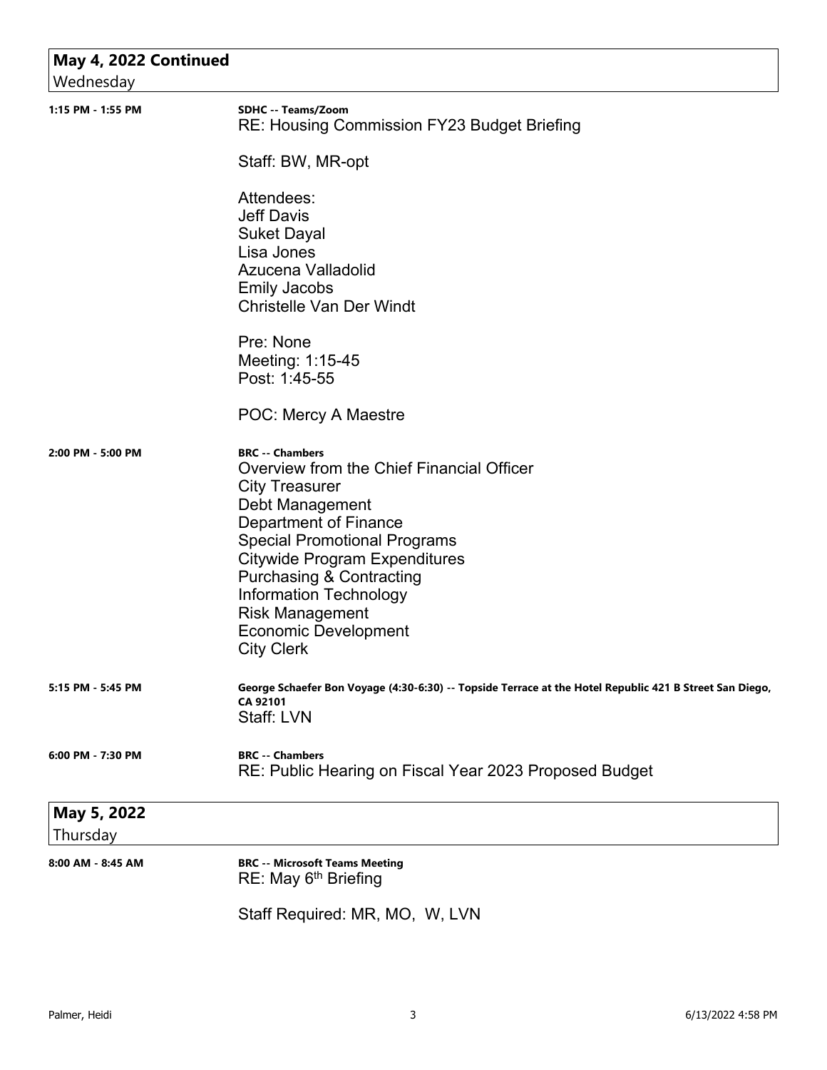## May 4, 2022 Continued

Wednesday

**1:15 PM - 1:55 PM** — **SDHC -- Teams/Zoom**

RE: Housing Commission FY23 Budget Briefing

Staff: BW, MR-opt

Attendees:
Jeff Davis
Suket Dayal
Lisa Jones
Azucena Valladolid
Emily Jacobs
Christelle Van Der Windt

Pre: None
Meeting: 1:15-45
Post: 1:45-55

POC: Mercy A Maestre

**2:00 PM - 5:00 PM** — **BRC -- Chambers**

Overview from the Chief Financial Officer
City Treasurer
Debt Management
Department of Finance
Special Promotional Programs
Citywide Program Expenditures
Purchasing & Contracting
Information Technology
Risk Management
Economic Development
City Clerk

**5:15 PM - 5:45 PM** — **George Schaefer Bon Voyage (4:30-6:30) -- Topside Terrace at the Hotel Republic 421 B Street San Diego, CA 92101**

Staff: LVN

**6:00 PM - 7:30 PM** — **BRC -- Chambers**

RE: Public Hearing on Fiscal Year 2023 Proposed Budget

## May 5, 2022

Thursday

**8:00 AM - 8:45 AM** — **BRC -- Microsoft Teams Meeting**

RE: May 6th Briefing

Staff Required: MR, MO, W, LVN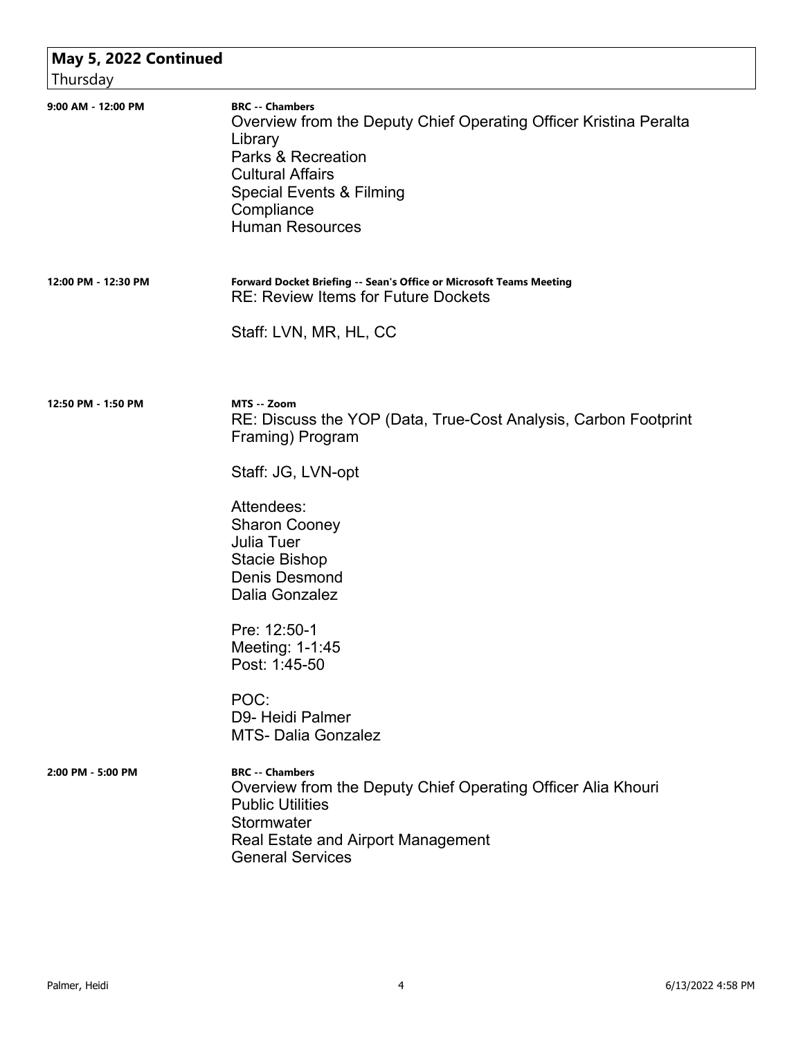## May 5, 2022 Continued

Thursday

**9:00 AM - 12:00 PM**

**BRC -- Chambers**

Overview from the Deputy Chief Operating Officer Kristina Peralta
Library
Parks & Recreation
Cultural Affairs
Special Events & Filming
Compliance
Human Resources

**12:00 PM - 12:30 PM**

**Forward Docket Briefing -- Sean's Office or Microsoft Teams Meeting**

RE: Review Items for Future Dockets

Staff: LVN, MR, HL, CC

**12:50 PM - 1:50 PM**

**MTS -- Zoom**

RE: Discuss the YOP (Data, True-Cost Analysis, Carbon Footprint Framing) Program

Staff: JG, LVN-opt

Attendees:
Sharon Cooney
Julia Tuer
Stacie Bishop
Denis Desmond
Dalia Gonzalez

Pre: 12:50-1
Meeting: 1-1:45
Post: 1:45-50

POC:
D9- Heidi Palmer
MTS- Dalia Gonzalez

**2:00 PM - 5:00 PM**

**BRC -- Chambers**

Overview from the Deputy Chief Operating Officer Alia Khouri
Public Utilities
Stormwater
Real Estate and Airport Management
General Services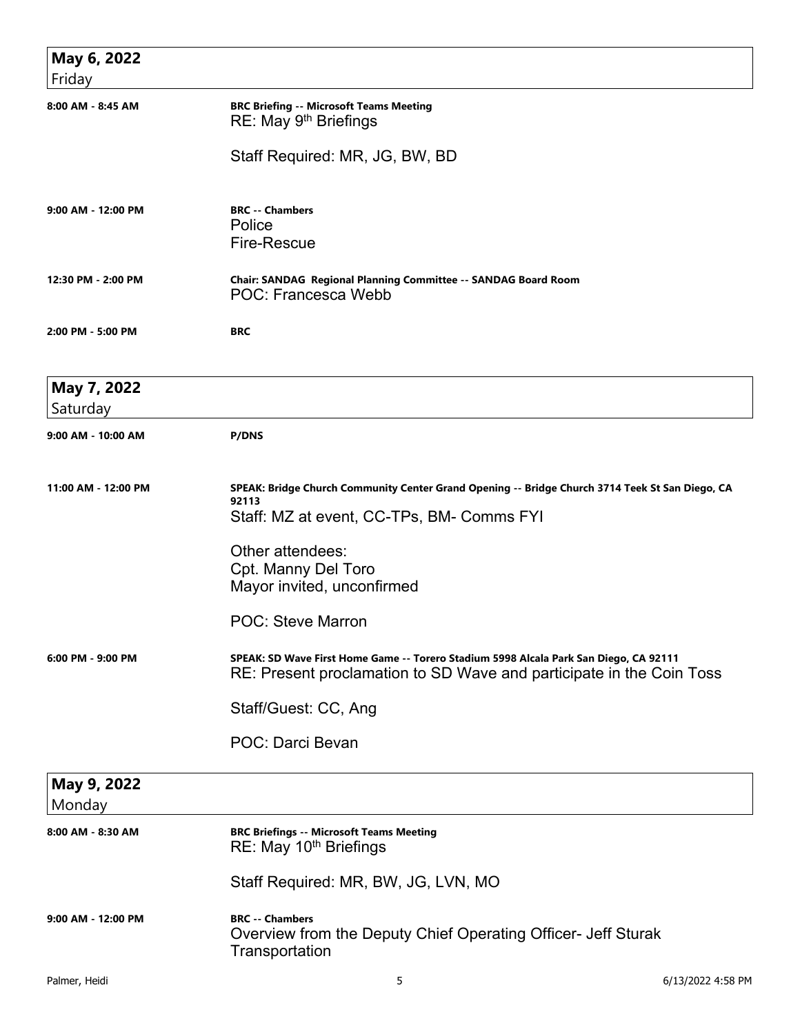## May 6, 2022
Friday

**8:00 AM - 8:45 AM** — **BRC Briefing -- Microsoft Teams Meeting**
RE: May 9th Briefings

Staff Required: MR, JG, BW, BD

**9:00 AM - 12:00 PM** — **BRC -- Chambers**
Police
Fire-Rescue

**12:30 PM - 2:00 PM** — **Chair: SANDAG Regional Planning Committee -- SANDAG Board Room**
POC: Francesca Webb

**2:00 PM - 5:00 PM** — **BRC**

## May 7, 2022
Saturday

**9:00 AM - 10:00 AM** — **P/DNS**

**11:00 AM - 12:00 PM** — **SPEAK: Bridge Church Community Center Grand Opening -- Bridge Church 3714 Teek St San Diego, CA 92113**
Staff: MZ at event, CC-TPs, BM- Comms FYI

Other attendees:
Cpt. Manny Del Toro
Mayor invited, unconfirmed

POC: Steve Marron

**6:00 PM - 9:00 PM** — **SPEAK: SD Wave First Home Game -- Torero Stadium 5998 Alcala Park San Diego, CA 92111**
RE: Present proclamation to SD Wave and participate in the Coin Toss

Staff/Guest: CC, Ang

POC: Darci Bevan

## May 9, 2022
Monday

**8:00 AM - 8:30 AM** — **BRC Briefings -- Microsoft Teams Meeting**
RE: May 10th Briefings

Staff Required: MR, BW, JG, LVN, MO

**9:00 AM - 12:00 PM** — **BRC -- Chambers**
Overview from the Deputy Chief Operating Officer- Jeff Sturak
Transportation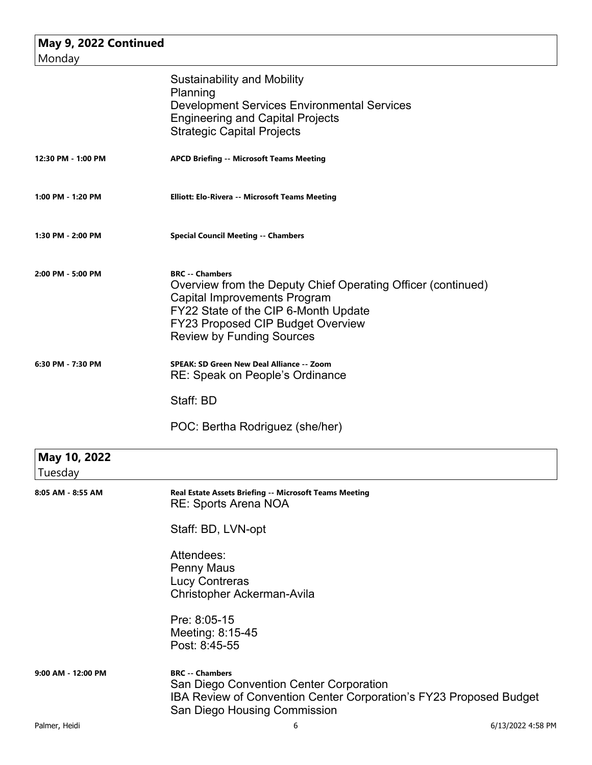## May 9, 2022 Continued
Monday

Sustainability and Mobility
Planning
Development Services Environmental Services
Engineering and Capital Projects
Strategic Capital Projects

**12:30 PM - 1:00 PM** — **APCD Briefing -- Microsoft Teams Meeting**

**1:00 PM - 1:20 PM** — **Elliott: Elo-Rivera -- Microsoft Teams Meeting**

**1:30 PM - 2:00 PM** — **Special Council Meeting -- Chambers**

**2:00 PM - 5:00 PM** — **BRC -- Chambers**

Overview from the Deputy Chief Operating Officer (continued)
Capital Improvements Program
FY22 State of the CIP 6-Month Update
FY23 Proposed CIP Budget Overview
Review by Funding Sources

**6:30 PM - 7:30 PM** — **SPEAK: SD Green New Deal Alliance -- Zoom**

RE: Speak on People's Ordinance

Staff: BD

POC: Bertha Rodriguez (she/her)

## May 10, 2022
Tuesday

**8:05 AM - 8:55 AM** — **Real Estate Assets Briefing -- Microsoft Teams Meeting**

RE: Sports Arena NOA

Staff: BD, LVN-opt

Attendees:
Penny Maus
Lucy Contreras
Christopher Ackerman-Avila

Pre: 8:05-15
Meeting: 8:15-45
Post: 8:45-55

**9:00 AM - 12:00 PM** — **BRC -- Chambers**

San Diego Convention Center Corporation
IBA Review of Convention Center Corporation's FY23 Proposed Budget
San Diego Housing Commission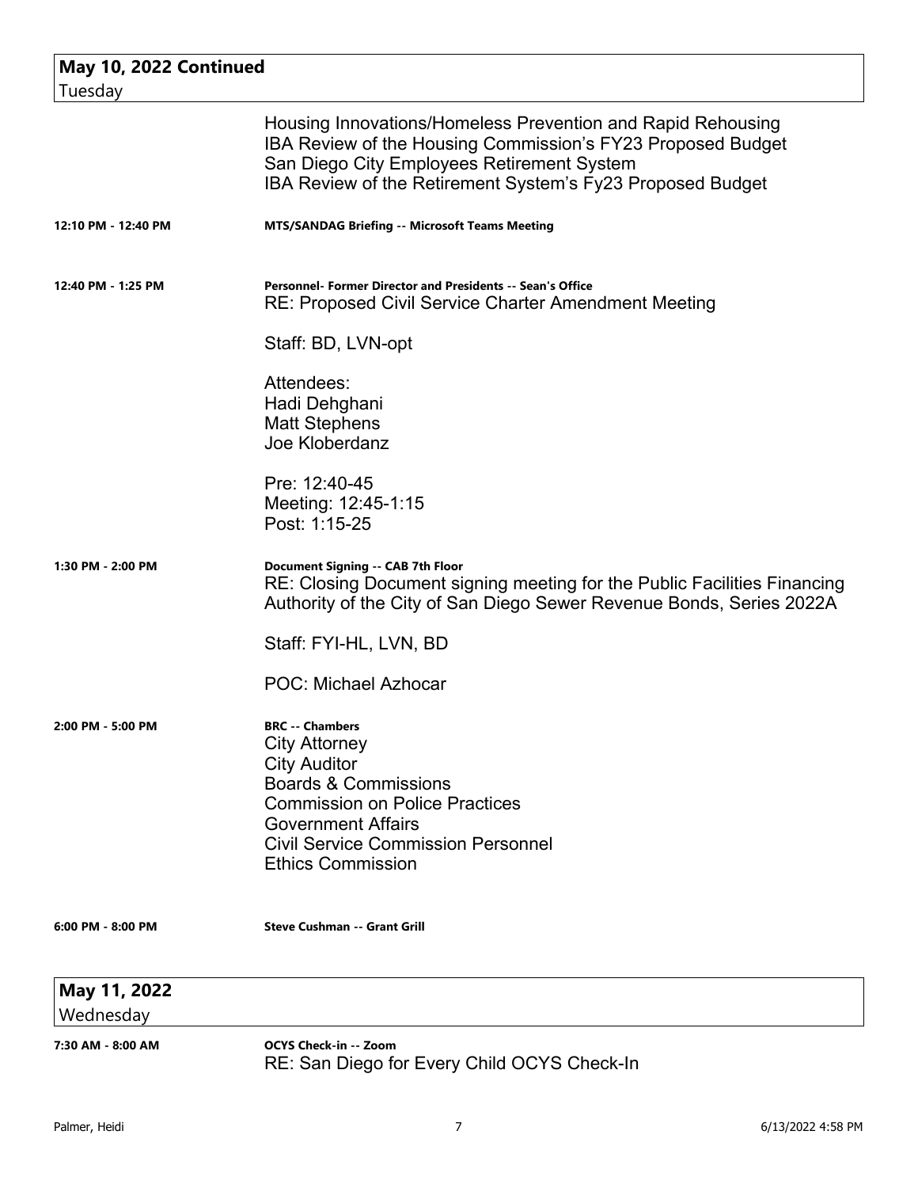## May 10, 2022 Continued

Tuesday

Housing Innovations/Homeless Prevention and Rapid Rehousing
IBA Review of the Housing Commission's FY23 Proposed Budget
San Diego City Employees Retirement System
IBA Review of the Retirement System's Fy23 Proposed Budget

**12:10 PM - 12:40 PM** — **MTS/SANDAG Briefing -- Microsoft Teams Meeting**

**12:40 PM - 1:25 PM** — **Personnel- Former Director and Presidents -- Sean's Office**

RE: Proposed Civil Service Charter Amendment Meeting

Staff: BD, LVN-opt

Attendees:
Hadi Dehghani
Matt Stephens
Joe Kloberdanz

Pre: 12:40-45
Meeting: 12:45-1:15
Post: 1:15-25

**1:30 PM - 2:00 PM** — **Document Signing -- CAB 7th Floor**

RE: Closing Document signing meeting for the Public Facilities Financing Authority of the City of San Diego Sewer Revenue Bonds, Series 2022A

Staff: FYI-HL, LVN, BD

POC: Michael Azhocar

**2:00 PM - 5:00 PM** — **BRC -- Chambers**

City Attorney
City Auditor
Boards & Commissions
Commission on Police Practices
Government Affairs
Civil Service Commission Personnel
Ethics Commission

**6:00 PM - 8:00 PM** — **Steve Cushman -- Grant Grill**

## May 11, 2022

Wednesday

**7:30 AM - 8:00 AM** — **OCYS Check-in -- Zoom**

RE: San Diego for Every Child OCYS Check-In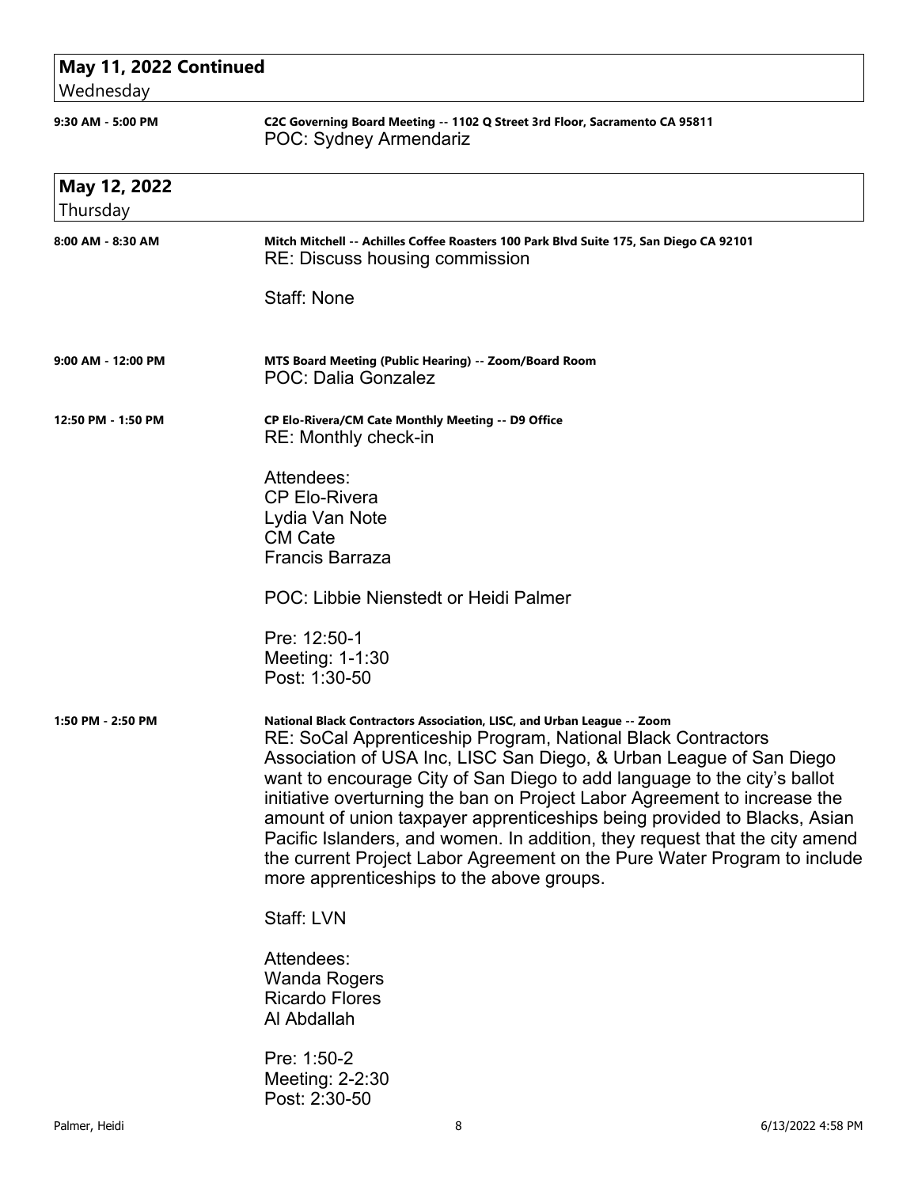## May 11, 2022 Continued

Wednesday

**9:30 AM - 5:00 PM**

**C2C Governing Board Meeting -- 1102 Q Street 3rd Floor, Sacramento CA 95811**

POC: Sydney Armendariz

## May 12, 2022

Thursday

**8:00 AM - 8:30 AM**

**Mitch Mitchell -- Achilles Coffee Roasters 100 Park Blvd Suite 175, San Diego CA 92101**

RE: Discuss housing commission

Staff: None

**9:00 AM - 12:00 PM**

**MTS Board Meeting (Public Hearing) -- Zoom/Board Room**

POC: Dalia Gonzalez

**12:50 PM - 1:50 PM**

**CP Elo-Rivera/CM Cate Monthly Meeting -- D9 Office**

RE: Monthly check-in

Attendees:
CP Elo-Rivera
Lydia Van Note
CM Cate
Francis Barraza

POC: Libbie Nienstedt or Heidi Palmer

Pre: 12:50-1
Meeting: 1-1:30
Post: 1:30-50

**1:50 PM - 2:50 PM**

**National Black Contractors Association, LISC, and Urban League -- Zoom**

RE: SoCal Apprenticeship Program, National Black Contractors Association of USA Inc, LISC San Diego, & Urban League of San Diego want to encourage City of San Diego to add language to the city's ballot initiative overturning the ban on Project Labor Agreement to increase the amount of union taxpayer apprenticeships being provided to Blacks, Asian Pacific Islanders, and women. In addition, they request that the city amend the current Project Labor Agreement on the Pure Water Program to include more apprenticeships to the above groups.

Staff: LVN

Attendees:
Wanda Rogers
Ricardo Flores
Al Abdallah

Pre: 1:50-2
Meeting: 2-2:30
Post: 2:30-50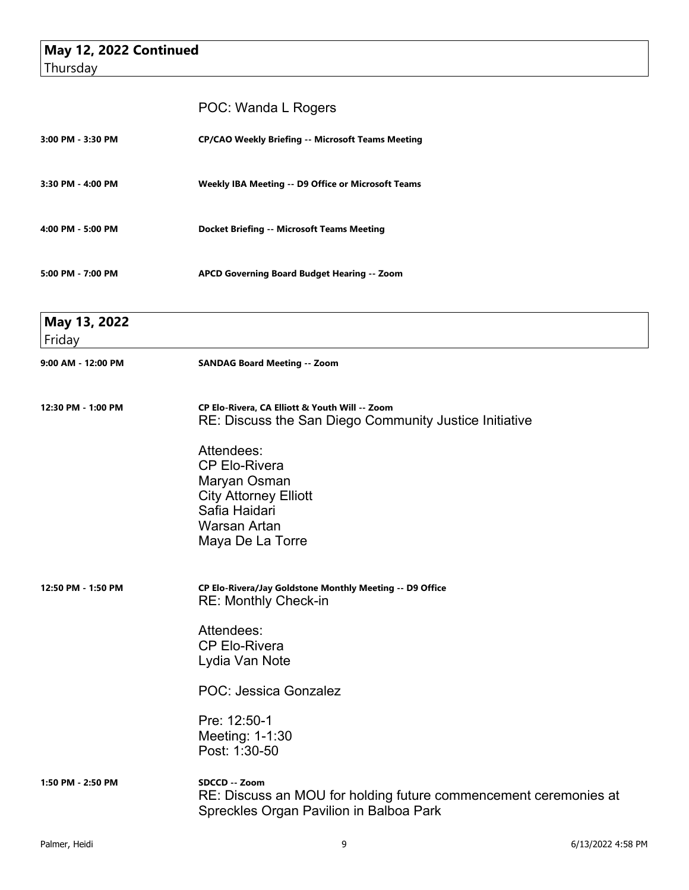## May 12, 2022 Continued
Thursday

POC: Wanda L Rogers

**3:00 PM - 3:30 PM** — **CP/CAO Weekly Briefing -- Microsoft Teams Meeting**

**3:30 PM - 4:00 PM** — **Weekly IBA Meeting -- D9 Office or Microsoft Teams**

**4:00 PM - 5:00 PM** — **Docket Briefing -- Microsoft Teams Meeting**

**5:00 PM - 7:00 PM** — **APCD Governing Board Budget Hearing -- Zoom**

## May 13, 2022
Friday

**9:00 AM - 12:00 PM** — **SANDAG Board Meeting -- Zoom**

**12:30 PM - 1:00 PM** — **CP Elo-Rivera, CA Elliott & Youth Will -- Zoom**

RE: Discuss the San Diego Community Justice Initiative

Attendees:
CP Elo-Rivera
Maryan Osman
City Attorney Elliott
Safia Haidari
Warsan Artan
Maya De La Torre

**12:50 PM - 1:50 PM** — **CP Elo-Rivera/Jay Goldstone Monthly Meeting -- D9 Office**

RE: Monthly Check-in

Attendees:
CP Elo-Rivera
Lydia Van Note

POC: Jessica Gonzalez

Pre: 12:50-1
Meeting: 1-1:30
Post: 1:30-50

**1:50 PM - 2:50 PM** — **SDCCD -- Zoom**

RE: Discuss an MOU for holding future commencement ceremonies at Spreckles Organ Pavilion in Balboa Park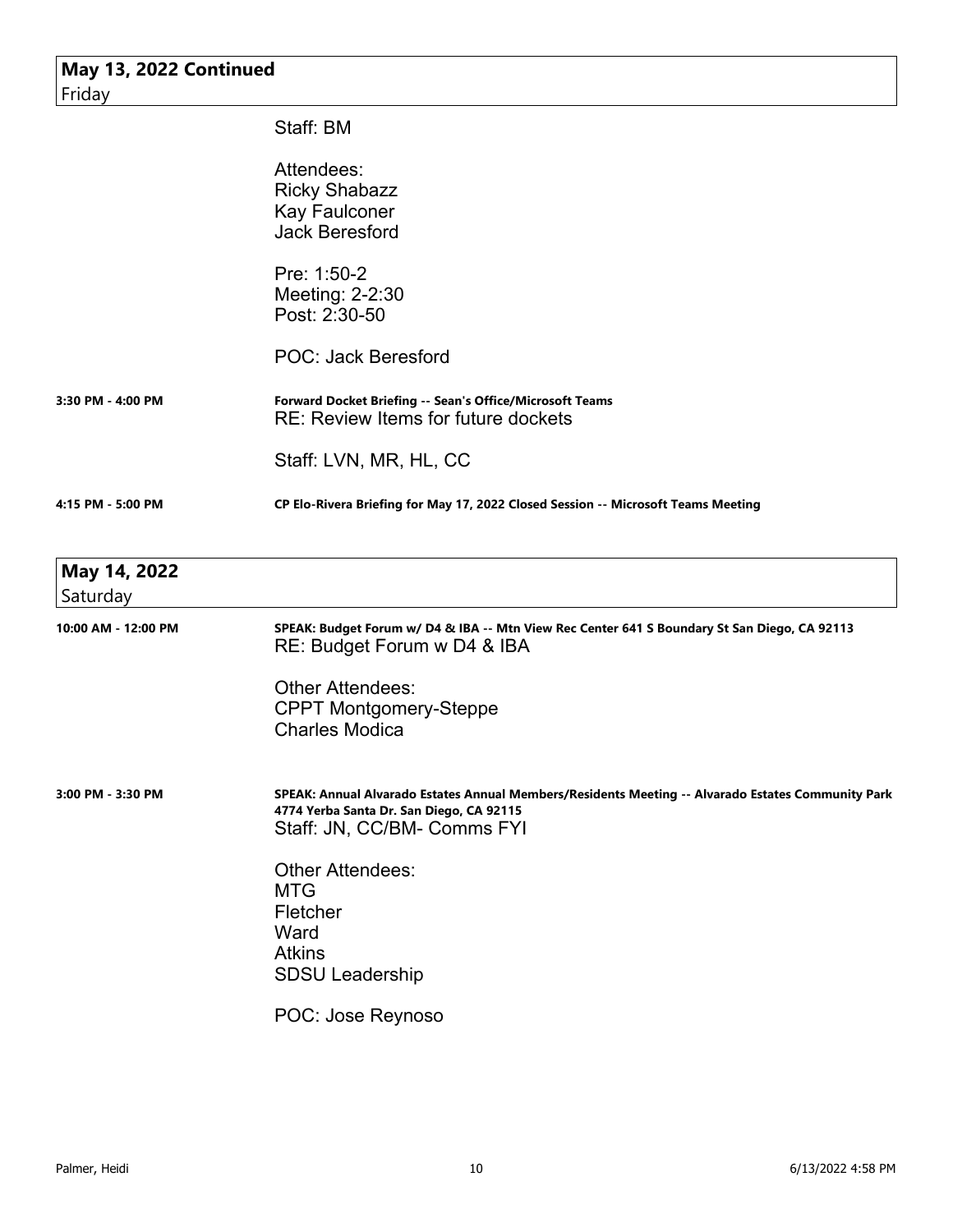## May 13, 2022 Continued

Friday

Staff: BM

Attendees:
Ricky Shabazz
Kay Faulconer
Jack Beresford

Pre: 1:50-2
Meeting: 2-2:30
Post: 2:30-50

POC: Jack Beresford

**3:30 PM - 4:00 PM** — **Forward Docket Briefing -- Sean's Office/Microsoft Teams**
RE: Review Items for future dockets

Staff: LVN, MR, HL, CC

**4:15 PM - 5:00 PM** — **CP Elo-Rivera Briefing for May 17, 2022 Closed Session -- Microsoft Teams Meeting**

## May 14, 2022

Saturday

**10:00 AM - 12:00 PM** — **SPEAK: Budget Forum w/ D4 & IBA -- Mtn View Rec Center 641 S Boundary St San Diego, CA 92113**
RE: Budget Forum w D4 & IBA

Other Attendees:
CPPT Montgomery-Steppe
Charles Modica

**3:00 PM - 3:30 PM** — **SPEAK: Annual Alvarado Estates Annual Members/Residents Meeting -- Alvarado Estates Community Park 4774 Yerba Santa Dr. San Diego, CA 92115**
Staff: JN, CC/BM- Comms FYI

Other Attendees:
MTG
Fletcher
Ward
Atkins
SDSU Leadership

POC: Jose Reynoso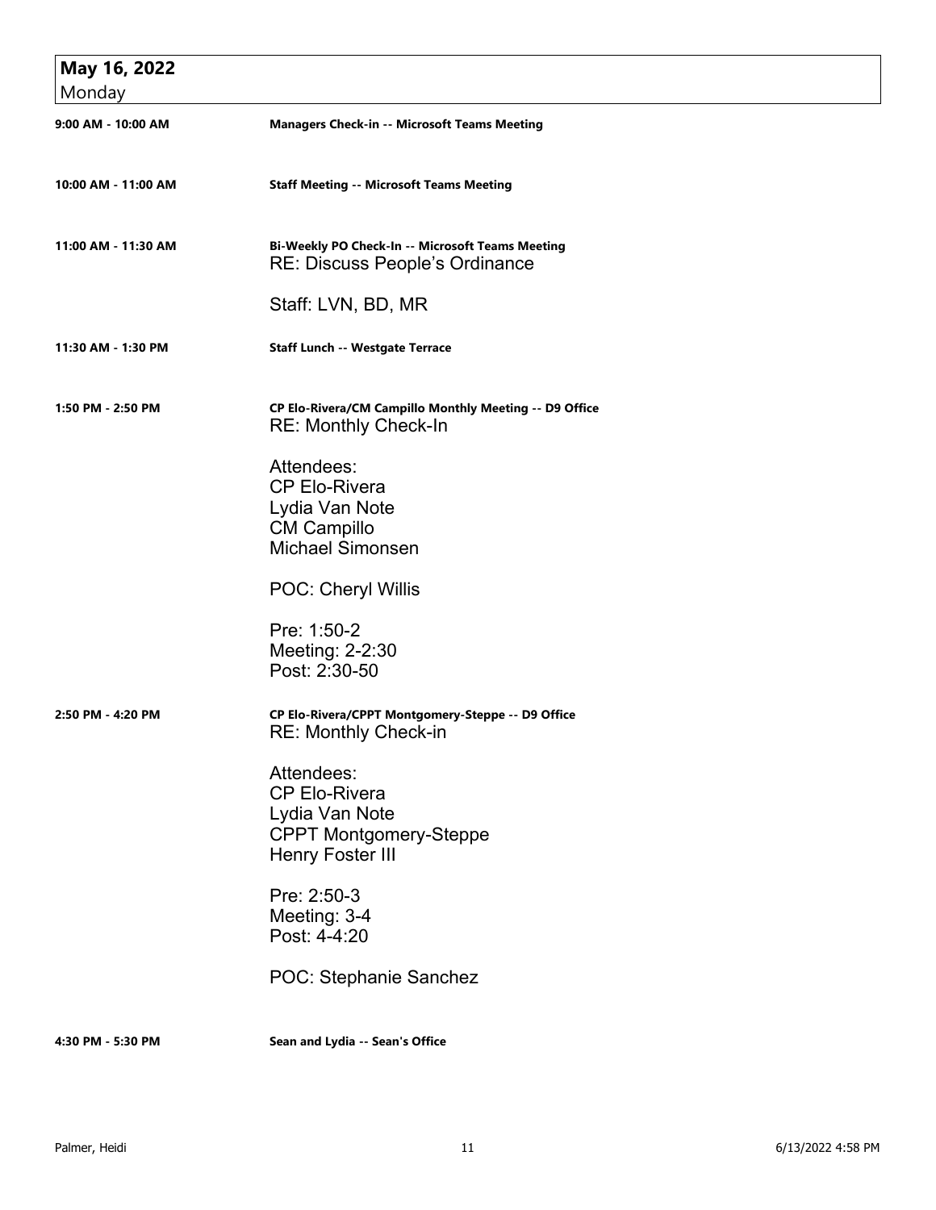## May 16, 2022
Monday

**9:00 AM - 10:00 AM** — **Managers Check-in -- Microsoft Teams Meeting**

**10:00 AM - 11:00 AM** — **Staff Meeting -- Microsoft Teams Meeting**

**11:00 AM - 11:30 AM** — **Bi-Weekly PO Check-In -- Microsoft Teams Meeting**

RE: Discuss People's Ordinance

Staff: LVN, BD, MR

**11:30 AM - 1:30 PM** — **Staff Lunch -- Westgate Terrace**

**1:50 PM - 2:50 PM** — **CP Elo-Rivera/CM Campillo Monthly Meeting -- D9 Office**

RE: Monthly Check-In

Attendees:
CP Elo-Rivera
Lydia Van Note
CM Campillo
Michael Simonsen

POC: Cheryl Willis

Pre: 1:50-2
Meeting: 2-2:30
Post: 2:30-50

**2:50 PM - 4:20 PM** — **CP Elo-Rivera/CPPT Montgomery-Steppe -- D9 Office**

RE: Monthly Check-in

Attendees:
CP Elo-Rivera
Lydia Van Note
CPPT Montgomery-Steppe
Henry Foster III

Pre: 2:50-3
Meeting: 3-4
Post: 4-4:20

POC: Stephanie Sanchez

**4:30 PM - 5:30 PM** — **Sean and Lydia -- Sean's Office**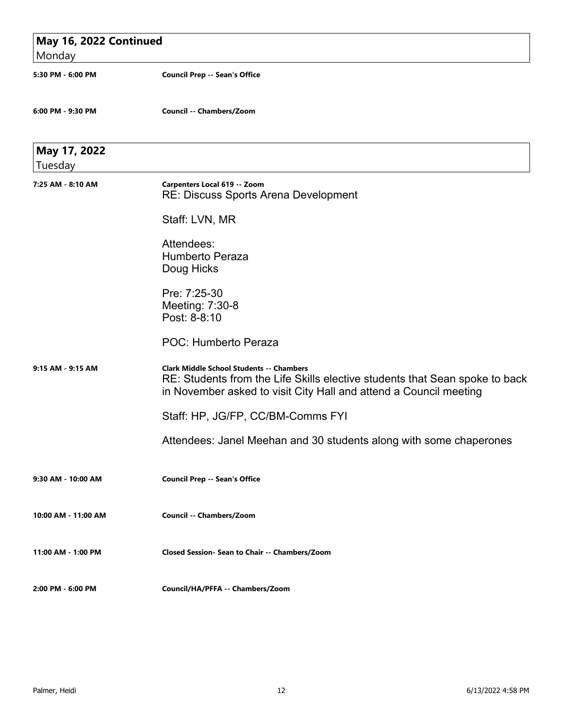## May 16, 2022 Continued
Monday

**5:30 PM - 6:00 PM** — **Council Prep -- Sean's Office**

**6:00 PM - 9:30 PM** — **Council -- Chambers/Zoom**

## May 17, 2022
Tuesday

**7:25 AM - 8:10 AM** — **Carpenters Local 619 -- Zoom**

RE: Discuss Sports Arena Development

Staff: LVN, MR

Attendees:
Humberto Peraza
Doug Hicks

Pre: 7:25-30
Meeting: 7:30-8
Post: 8-8:10

POC: Humberto Peraza

**9:15 AM - 9:15 AM** — **Clark Middle School Students -- Chambers**

RE: Students from the Life Skills elective students that Sean spoke to back in November asked to visit City Hall and attend a Council meeting

Staff: HP, JG/FP, CC/BM-Comms FYI

Attendees: Janel Meehan and 30 students along with some chaperones

**9:30 AM - 10:00 AM** — **Council Prep -- Sean's Office**

**10:00 AM - 11:00 AM** — **Council -- Chambers/Zoom**

**11:00 AM - 1:00 PM** — **Closed Session- Sean to Chair -- Chambers/Zoom**

**2:00 PM - 6:00 PM** — **Council/HA/PFFA -- Chambers/Zoom**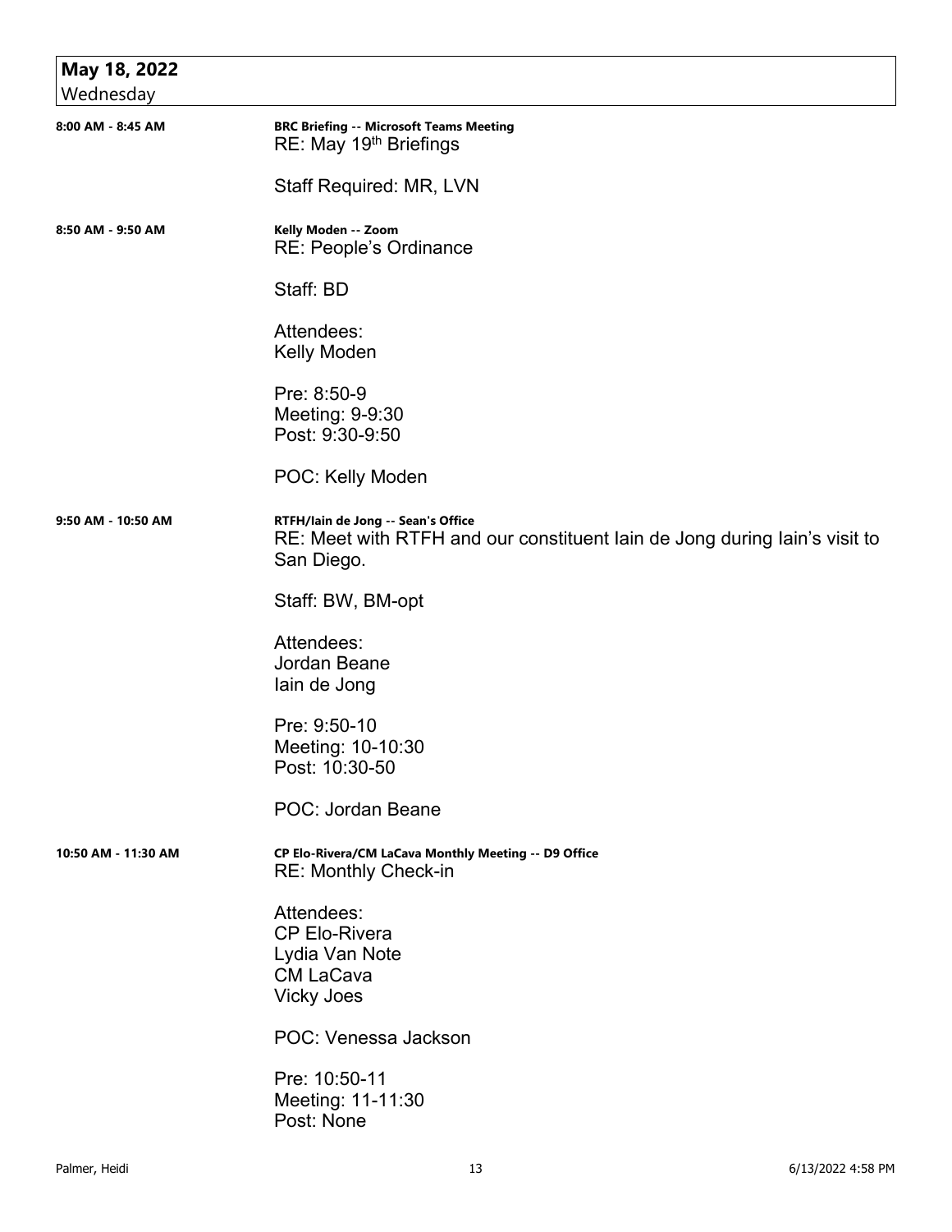## May 18, 2022

Wednesday

**8:00 AM - 8:45 AM**

**BRC Briefing -- Microsoft Teams Meeting**

RE: May 19th Briefings

Staff Required: MR, LVN

**8:50 AM - 9:50 AM**

**Kelly Moden -- Zoom**

RE: People's Ordinance

Staff: BD

Attendees:
Kelly Moden

Pre: 8:50-9
Meeting: 9-9:30
Post: 9:30-9:50

POC: Kelly Moden

**9:50 AM - 10:50 AM**

**RTFH/Iain de Jong -- Sean's Office**

RE: Meet with RTFH and our constituent Iain de Jong during Iain's visit to San Diego.

Staff: BW, BM-opt

Attendees:
Jordan Beane
Iain de Jong

Pre: 9:50-10
Meeting: 10-10:30
Post: 10:30-50

POC: Jordan Beane

**10:50 AM - 11:30 AM**

**CP Elo-Rivera/CM LaCava Monthly Meeting -- D9 Office**

RE: Monthly Check-in

Attendees:
CP Elo-Rivera
Lydia Van Note
CM LaCava
Vicky Joes

POC: Venessa Jackson

Pre: 10:50-11
Meeting: 11-11:30
Post: None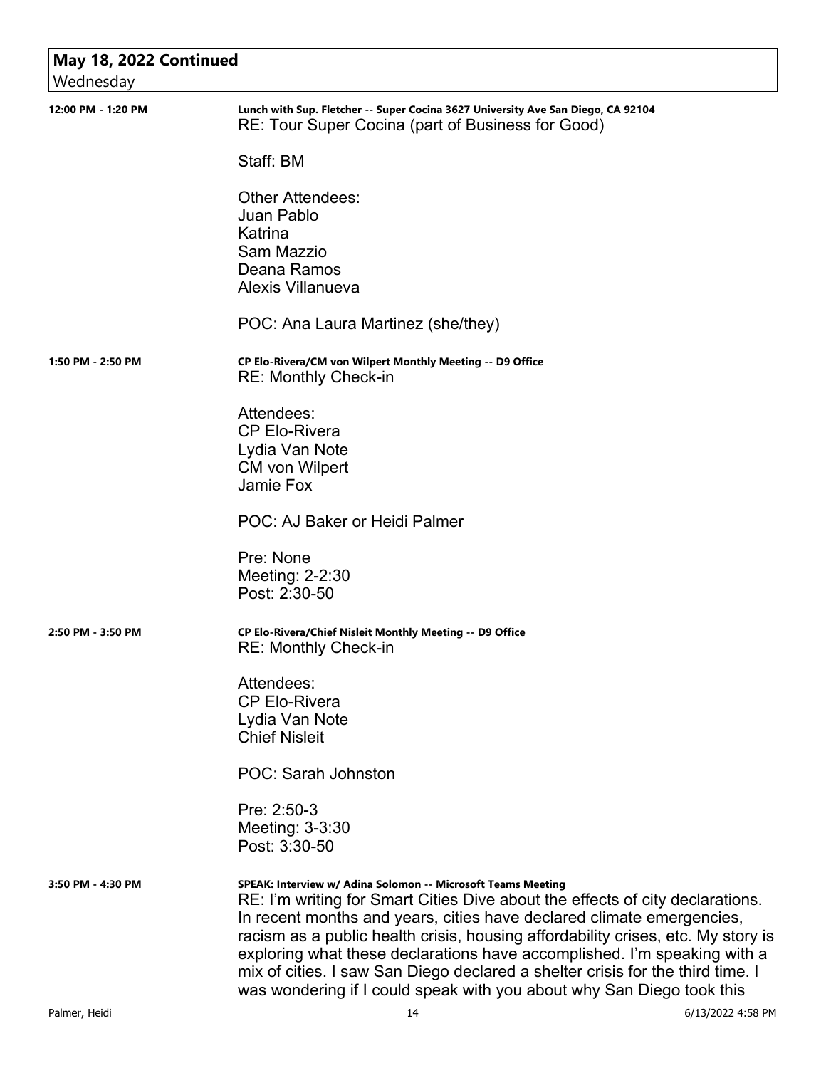## May 18, 2022 Continued

Wednesday

**12:00 PM - 1:20 PM**

**Lunch with Sup. Fletcher -- Super Cocina 3627 University Ave San Diego, CA 92104**

RE: Tour Super Cocina (part of Business for Good)

Staff: BM

Other Attendees:
Juan Pablo
Katrina
Sam Mazzio
Deana Ramos
Alexis Villanueva

POC: Ana Laura Martinez (she/they)

**1:50 PM - 2:50 PM**

**CP Elo-Rivera/CM von Wilpert Monthly Meeting -- D9 Office**

RE: Monthly Check-in

Attendees:
CP Elo-Rivera
Lydia Van Note
CM von Wilpert
Jamie Fox

POC: AJ Baker or Heidi Palmer

Pre: None
Meeting: 2-2:30
Post: 2:30-50

**2:50 PM - 3:50 PM**

**CP Elo-Rivera/Chief Nisleit Monthly Meeting -- D9 Office**

RE: Monthly Check-in

Attendees:
CP Elo-Rivera
Lydia Van Note
Chief Nisleit

POC: Sarah Johnston

Pre: 2:50-3
Meeting: 3-3:30
Post: 3:30-50

**3:50 PM - 4:30 PM**

**SPEAK: Interview w/ Adina Solomon -- Microsoft Teams Meeting**

RE: I'm writing for Smart Cities Dive about the effects of city declarations. In recent months and years, cities have declared climate emergencies, racism as a public health crisis, housing affordability crises, etc. My story is exploring what these declarations have accomplished. I'm speaking with a mix of cities. I saw San Diego declared a shelter crisis for the third time. I was wondering if I could speak with you about why San Diego took this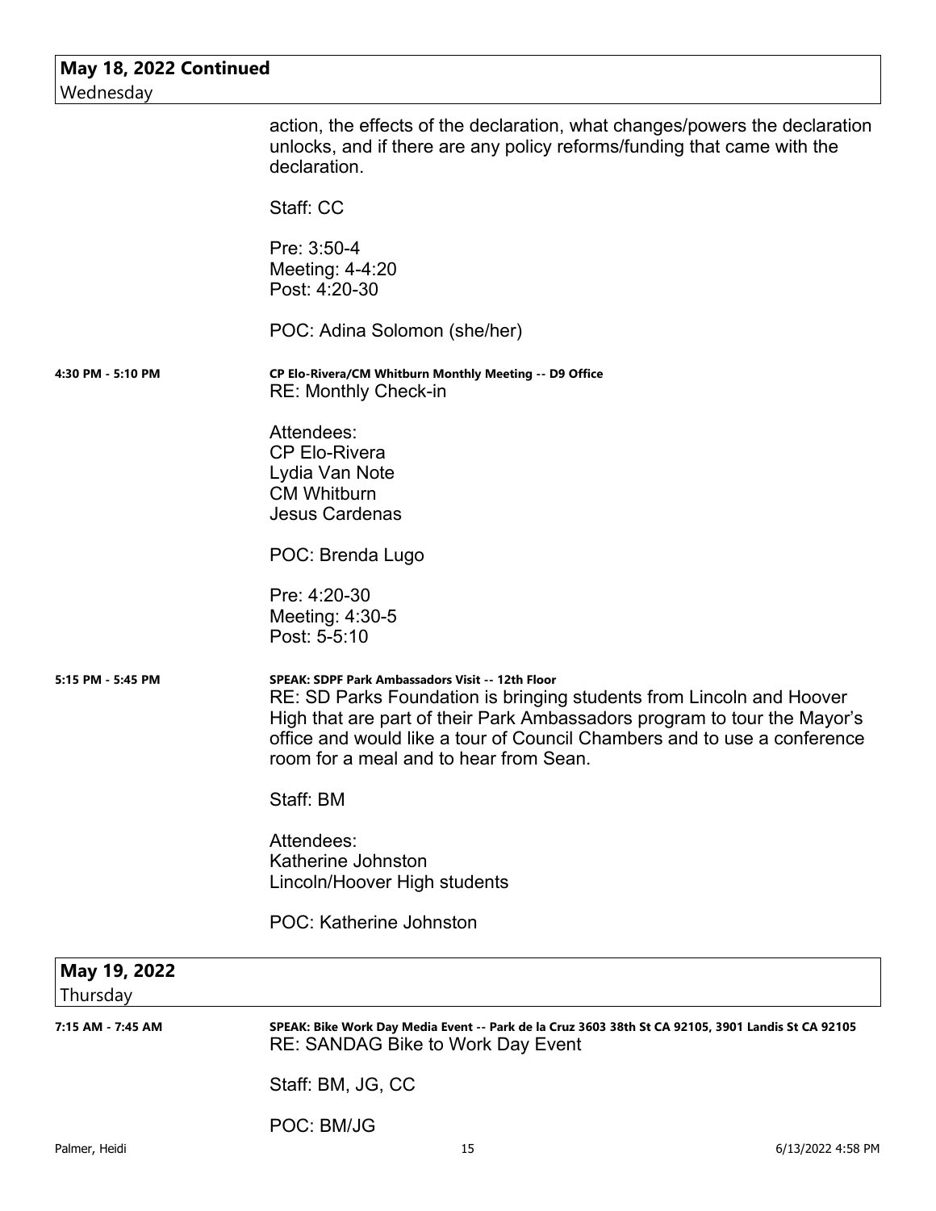## May 18, 2022 Continued
Wednesday

action, the effects of the declaration, what changes/powers the declaration unlocks, and if there are any policy reforms/funding that came with the declaration.

Staff: CC

Pre: 3:50-4
Meeting: 4-4:20
Post: 4:20-30

POC: Adina Solomon (she/her)

**4:30 PM - 5:10 PM**

**CP Elo-Rivera/CM Whitburn Monthly Meeting -- D9 Office**
RE: Monthly Check-in

Attendees:
CP Elo-Rivera
Lydia Van Note
CM Whitburn
Jesus Cardenas

POC: Brenda Lugo

Pre: 4:20-30
Meeting: 4:30-5
Post: 5-5:10

**5:15 PM - 5:45 PM**

**SPEAK: SDPF Park Ambassadors Visit -- 12th Floor**
RE: SD Parks Foundation is bringing students from Lincoln and Hoover High that are part of their Park Ambassadors program to tour the Mayor's office and would like a tour of Council Chambers and to use a conference room for a meal and to hear from Sean.

Staff: BM

Attendees:
Katherine Johnston
Lincoln/Hoover High students

POC: Katherine Johnston

## May 19, 2022
Thursday

**7:15 AM - 7:45 AM**

**SPEAK: Bike Work Day Media Event -- Park de la Cruz 3603 38th St CA 92105, 3901 Landis St CA 92105**
RE: SANDAG Bike to Work Day Event

Staff: BM, JG, CC

POC: BM/JG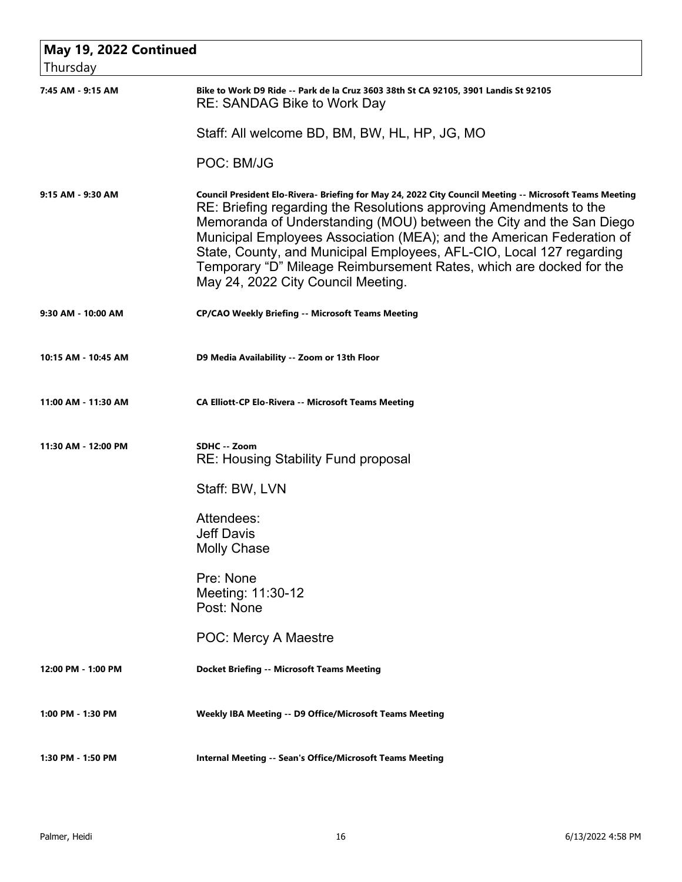## May 19, 2022 Continued

Thursday

| Time | Details |
| --- | --- |
| 7:45 AM - 9:15 AM | **Bike to Work D9 Ride -- Park de la Cruz 3603 38th St CA 92105, 3901 Landis St 92105**<br>RE: SANDAG Bike to Work Day<br><br>Staff: All welcome BD, BM, BW, HL, HP, JG, MO<br><br>POC: BM/JG |
| 9:15 AM - 9:30 AM | **Council President Elo-Rivera- Briefing for May 24, 2022 City Council Meeting -- Microsoft Teams Meeting**<br>RE: Briefing regarding the Resolutions approving Amendments to the Memoranda of Understanding (MOU) between the City and the San Diego Municipal Employees Association (MEA); and the American Federation of State, County, and Municipal Employees, AFL-CIO, Local 127 regarding Temporary "D" Mileage Reimbursement Rates, which are docked for the May 24, 2022 City Council Meeting. |
| 9:30 AM - 10:00 AM | **CP/CAO Weekly Briefing -- Microsoft Teams Meeting** |
| 10:15 AM - 10:45 AM | **D9 Media Availability -- Zoom or 13th Floor** |
| 11:00 AM - 11:30 AM | **CA Elliott-CP Elo-Rivera -- Microsoft Teams Meeting** |
| 11:30 AM - 12:00 PM | **SDHC -- Zoom**<br>RE: Housing Stability Fund proposal<br><br>Staff: BW, LVN<br><br>Attendees:<br>Jeff Davis<br>Molly Chase<br><br>Pre: None<br>Meeting: 11:30-12<br>Post: None<br><br>POC: Mercy A Maestre |
| 12:00 PM - 1:00 PM | **Docket Briefing -- Microsoft Teams Meeting** |
| 1:00 PM - 1:30 PM | **Weekly IBA Meeting -- D9 Office/Microsoft Teams Meeting** |
| 1:30 PM - 1:50 PM | **Internal Meeting -- Sean's Office/Microsoft Teams Meeting** |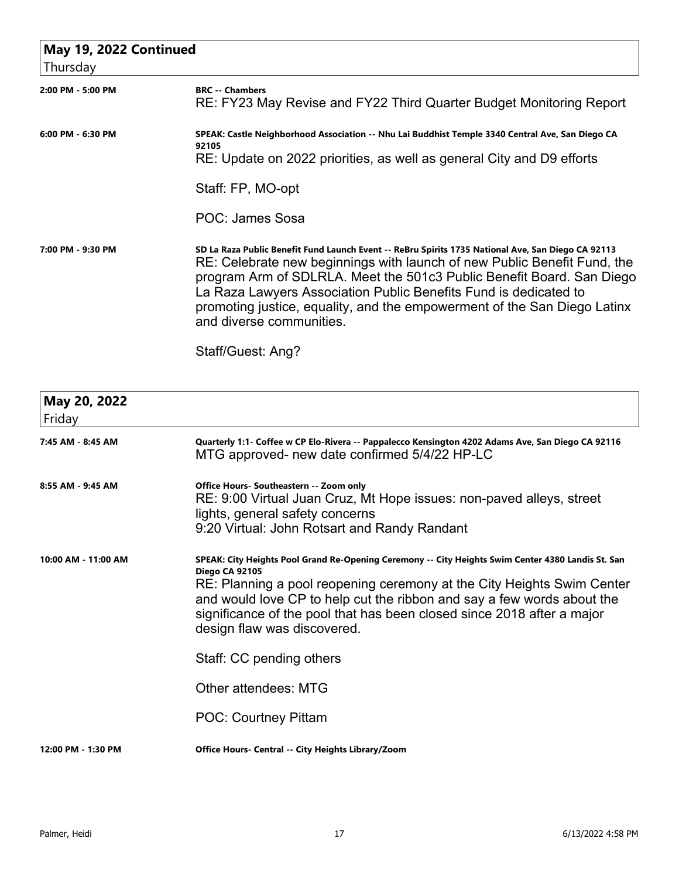## May 19, 2022 Continued

Thursday

**2:00 PM - 5:00 PM**

**BRC -- Chambers**

RE: FY23 May Revise and FY22 Third Quarter Budget Monitoring Report

**6:00 PM - 6:30 PM**

**SPEAK: Castle Neighborhood Association -- Nhu Lai Buddhist Temple 3340 Central Ave, San Diego CA 92105**

RE: Update on 2022 priorities, as well as general City and D9 efforts

Staff: FP, MO-opt

POC: James Sosa

**7:00 PM - 9:30 PM**

**SD La Raza Public Benefit Fund Launch Event -- ReBru Spirits 1735 National Ave, San Diego CA 92113**

RE: Celebrate new beginnings with launch of new Public Benefit Fund, the program Arm of SDLRLA. Meet the 501c3 Public Benefit Board. San Diego La Raza Lawyers Association Public Benefits Fund is dedicated to promoting justice, equality, and the empowerment of the San Diego Latinx and diverse communities.

Staff/Guest: Ang?

## May 20, 2022

Friday

**7:45 AM - 8:45 AM**

**Quarterly 1:1- Coffee w CP Elo-Rivera -- Pappalecco Kensington 4202 Adams Ave, San Diego CA 92116**

MTG approved- new date confirmed 5/4/22 HP-LC

**8:55 AM - 9:45 AM**

**Office Hours- Southeastern -- Zoom only**

RE: 9:00 Virtual Juan Cruz, Mt Hope issues: non-paved alleys, street lights, general safety concerns
9:20 Virtual: John Rotsart and Randy Randant

**10:00 AM - 11:00 AM**

**SPEAK: City Heights Pool Grand Re-Opening Ceremony -- City Heights Swim Center 4380 Landis St. San Diego CA 92105**

RE: Planning a pool reopening ceremony at the City Heights Swim Center and would love CP to help cut the ribbon and say a few words about the significance of the pool that has been closed since 2018 after a major design flaw was discovered.

Staff: CC pending others

Other attendees: MTG

POC: Courtney Pittam

**12:00 PM - 1:30 PM**

**Office Hours- Central -- City Heights Library/Zoom**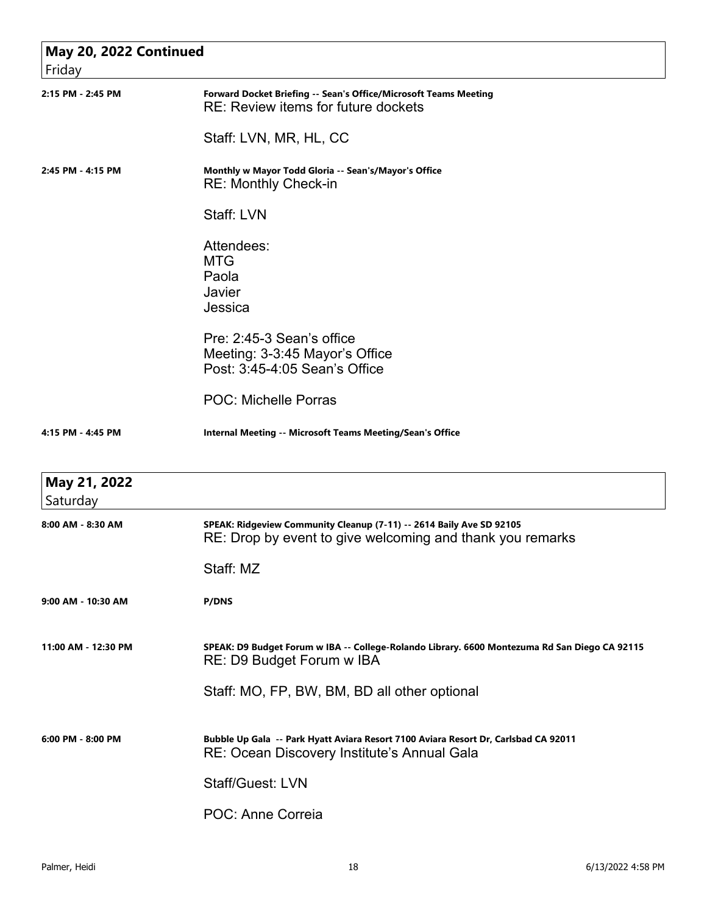## May 20, 2022 Continued
Friday

**2:15 PM - 2:45 PM**
**Forward Docket Briefing -- Sean's Office/Microsoft Teams Meeting**
RE: Review items for future dockets

Staff: LVN, MR, HL, CC

**2:45 PM - 4:15 PM**
**Monthly w Mayor Todd Gloria -- Sean's/Mayor's Office**
RE: Monthly Check-in

Staff: LVN

Attendees:
MTG
Paola
Javier
Jessica

Pre: 2:45-3 Sean's office
Meeting: 3-3:45 Mayor's Office
Post: 3:45-4:05 Sean's Office

POC: Michelle Porras

**4:15 PM - 4:45 PM**
**Internal Meeting -- Microsoft Teams Meeting/Sean's Office**

## May 21, 2022
Saturday

**8:00 AM - 8:30 AM**
**SPEAK: Ridgeview Community Cleanup (7-11) -- 2614 Baily Ave SD 92105**
RE: Drop by event to give welcoming and thank you remarks

Staff: MZ

**9:00 AM - 10:30 AM**
**P/DNS**

**11:00 AM - 12:30 PM**
**SPEAK: D9 Budget Forum w IBA -- College-Rolando Library. 6600 Montezuma Rd San Diego CA 92115**
RE: D9 Budget Forum w IBA

Staff: MO, FP, BW, BM, BD all other optional

**6:00 PM - 8:00 PM**
**Bubble Up Gala -- Park Hyatt Aviara Resort 7100 Aviara Resort Dr, Carlsbad CA 92011**
RE: Ocean Discovery Institute's Annual Gala

Staff/Guest: LVN

POC: Anne Correia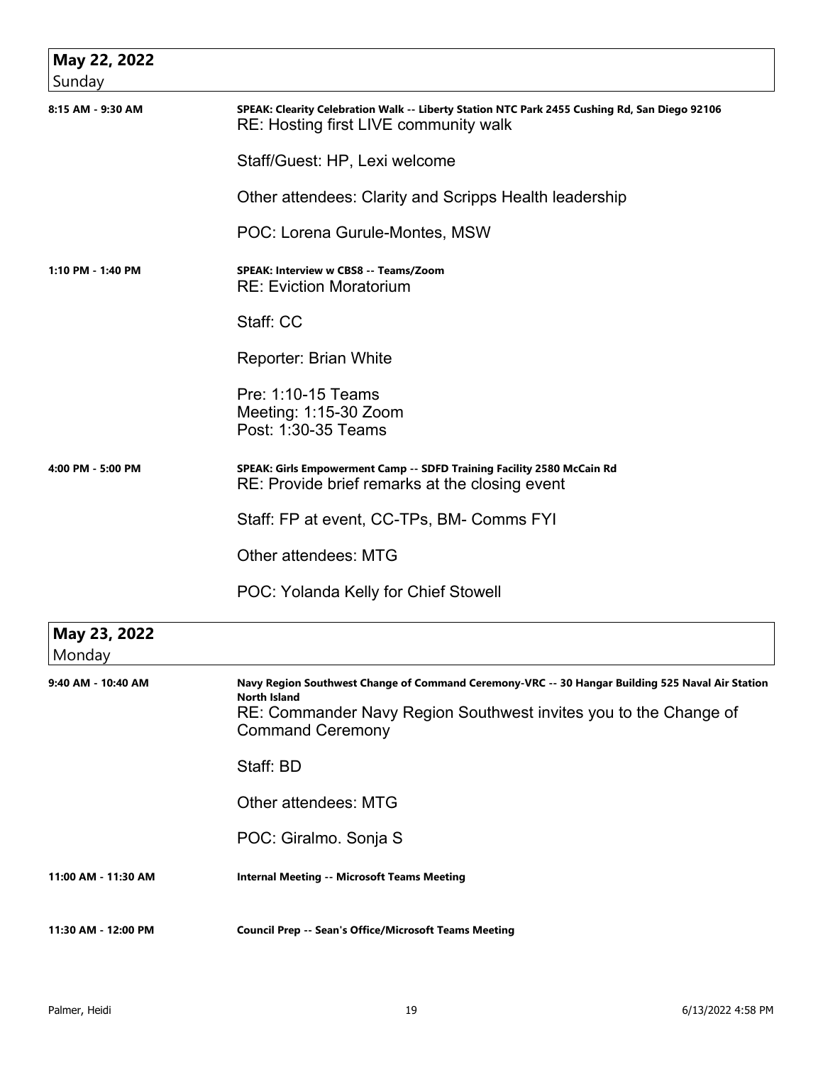## May 22, 2022
Sunday

**8:15 AM - 9:30 AM**

**SPEAK: Clearity Celebration Walk -- Liberty Station NTC Park 2455 Cushing Rd, San Diego 92106**
RE: Hosting first LIVE community walk

Staff/Guest: HP, Lexi welcome

Other attendees: Clarity and Scripps Health leadership

POC: Lorena Gurule-Montes, MSW

**1:10 PM - 1:40 PM**

**SPEAK: Interview w CBS8 -- Teams/Zoom**
RE: Eviction Moratorium

Staff: CC

Reporter: Brian White

Pre: 1:10-15 Teams
Meeting: 1:15-30 Zoom
Post: 1:30-35 Teams

**4:00 PM - 5:00 PM**

**SPEAK: Girls Empowerment Camp -- SDFD Training Facility 2580 McCain Rd**
RE: Provide brief remarks at the closing event

Staff: FP at event, CC-TPs, BM- Comms FYI

Other attendees: MTG

POC: Yolanda Kelly for Chief Stowell

## May 23, 2022
Monday

**9:40 AM - 10:40 AM**

**Navy Region Southwest Change of Command Ceremony-VRC -- 30 Hangar Building 525 Naval Air Station North Island**
RE: Commander Navy Region Southwest invites you to the Change of Command Ceremony

Staff: BD

Other attendees: MTG

POC: Giralmo. Sonja S

**11:00 AM - 11:30 AM**

**Internal Meeting -- Microsoft Teams Meeting**

**11:30 AM - 12:00 PM**

**Council Prep -- Sean's Office/Microsoft Teams Meeting**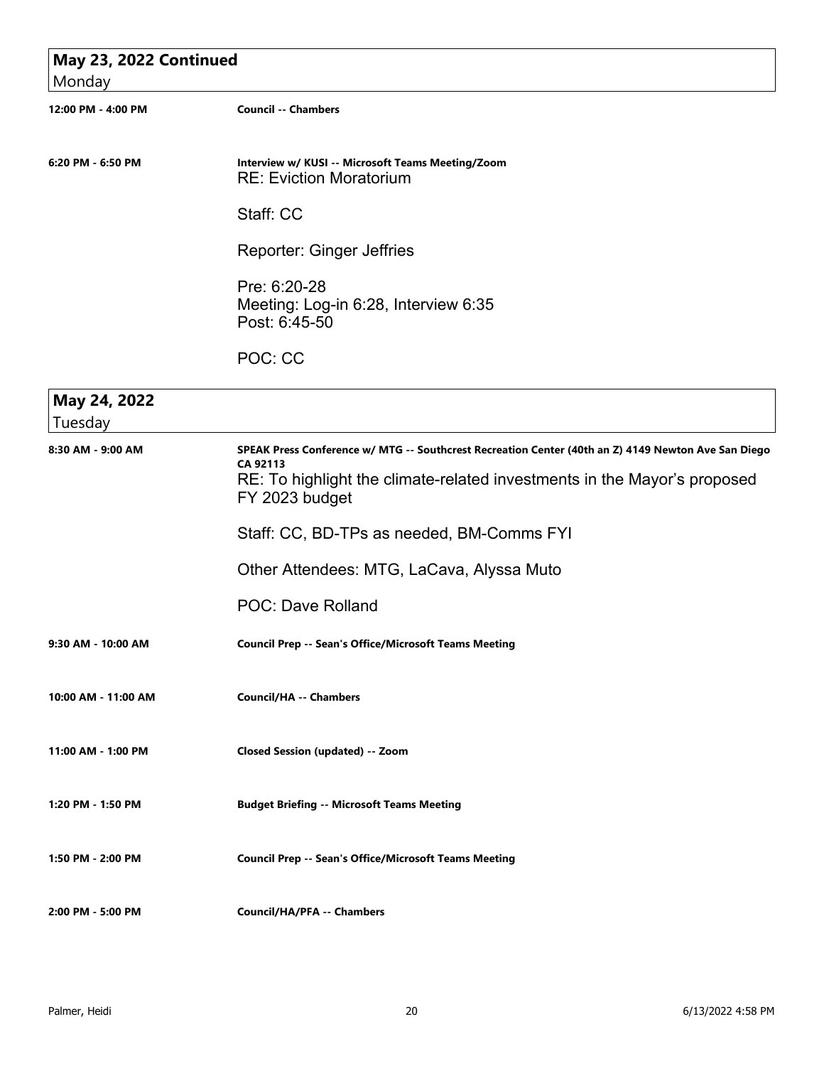## May 23, 2022 Continued
Monday

**12:00 PM - 4:00 PM** — **Council -- Chambers**

**6:20 PM - 6:50 PM** — **Interview w/ KUSI -- Microsoft Teams Meeting/Zoom**

RE: Eviction Moratorium

Staff: CC

Reporter: Ginger Jeffries

Pre: 6:20-28
Meeting: Log-in 6:28, Interview 6:35
Post: 6:45-50

POC: CC

## May 24, 2022
Tuesday

**8:30 AM - 9:00 AM** — **SPEAK Press Conference w/ MTG -- Southcrest Recreation Center (40th an Z) 4149 Newton Ave San Diego CA 92113**

RE: To highlight the climate-related investments in the Mayor's proposed FY 2023 budget

Staff: CC, BD-TPs as needed, BM-Comms FYI

Other Attendees: MTG, LaCava, Alyssa Muto

POC: Dave Rolland

**9:30 AM - 10:00 AM** — **Council Prep -- Sean's Office/Microsoft Teams Meeting**

**10:00 AM - 11:00 AM** — **Council/HA -- Chambers**

**11:00 AM - 1:00 PM** — **Closed Session (updated) -- Zoom**

**1:20 PM - 1:50 PM** — **Budget Briefing -- Microsoft Teams Meeting**

**1:50 PM - 2:00 PM** — **Council Prep -- Sean's Office/Microsoft Teams Meeting**

**2:00 PM - 5:00 PM** — **Council/HA/PFA -- Chambers**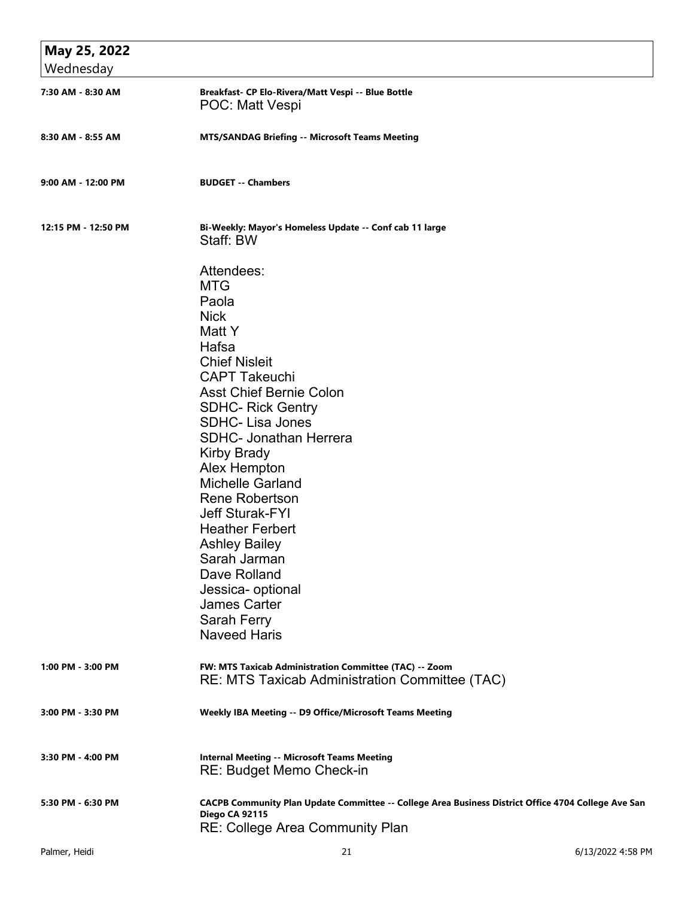## May 25, 2022
Wednesday

**7:30 AM - 8:30 AM** — **Breakfast- CP Elo-Rivera/Matt Vespi -- Blue Bottle**
POC: Matt Vespi

**8:30 AM - 8:55 AM** — **MTS/SANDAG Briefing -- Microsoft Teams Meeting**

**9:00 AM - 12:00 PM** — **BUDGET -- Chambers**

**12:15 PM - 12:50 PM** — **Bi-Weekly: Mayor's Homeless Update -- Conf cab 11 large**
Staff: BW

Attendees:
MTG
Paola
Nick
Matt Y
Hafsa
Chief Nisleit
CAPT Takeuchi
Asst Chief Bernie Colon
SDHC- Rick Gentry
SDHC- Lisa Jones
SDHC- Jonathan Herrera
Kirby Brady
Alex Hempton
Michelle Garland
Rene Robertson
Jeff Sturak-FYI
Heather Ferbert
Ashley Bailey
Sarah Jarman
Dave Rolland
Jessica- optional
James Carter
Sarah Ferry
Naveed Haris

**1:00 PM - 3:00 PM** — **FW: MTS Taxicab Administration Committee (TAC) -- Zoom**
RE: MTS Taxicab Administration Committee (TAC)

**3:00 PM - 3:30 PM** — **Weekly IBA Meeting -- D9 Office/Microsoft Teams Meeting**

**3:30 PM - 4:00 PM** — **Internal Meeting -- Microsoft Teams Meeting**
RE: Budget Memo Check-in

**5:30 PM - 6:30 PM** — **CACPB Community Plan Update Committee -- College Area Business District Office 4704 College Ave San Diego CA 92115**
RE: College Area Community Plan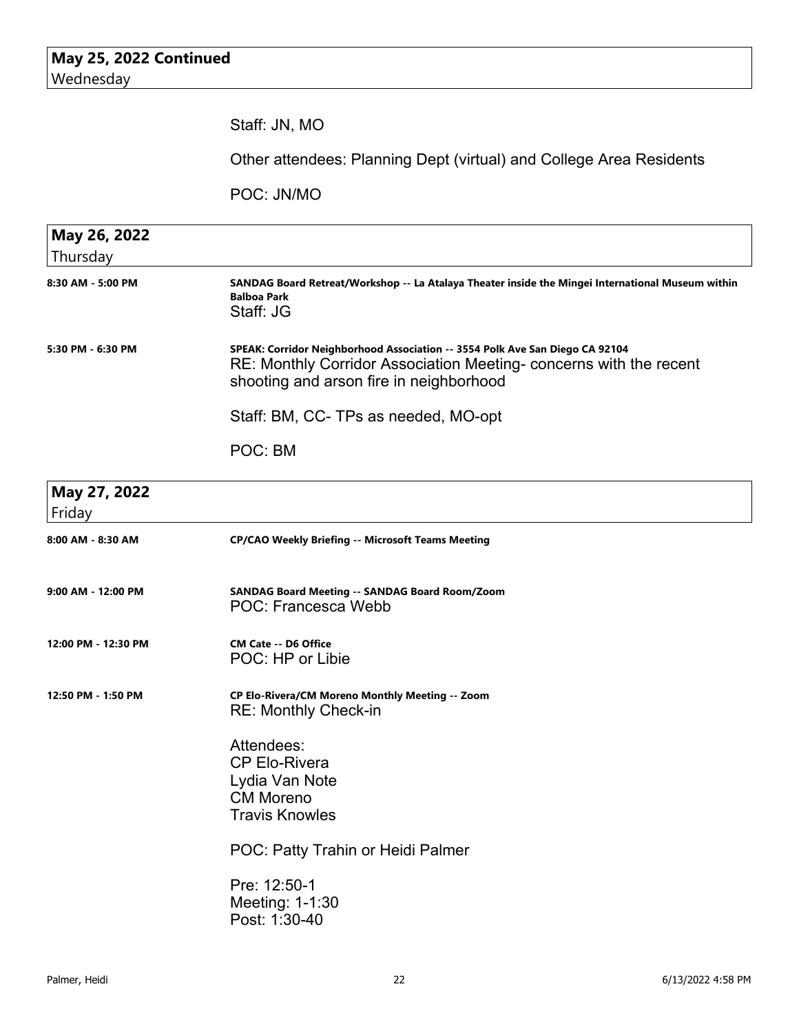## May 25, 2022 Continued
Wednesday

Staff: JN, MO

Other attendees: Planning Dept (virtual) and College Area Residents

POC: JN/MO

## May 26, 2022
Thursday

**8:30 AM - 5:00 PM**

**SANDAG Board Retreat/Workshop -- La Atalaya Theater inside the Mingei International Museum within Balboa Park**
Staff: JG

**5:30 PM - 6:30 PM**

**SPEAK: Corridor Neighborhood Association -- 3554 Polk Ave San Diego CA 92104**
RE: Monthly Corridor Association Meeting- concerns with the recent shooting and arson fire in neighborhood

Staff: BM, CC- TPs as needed, MO-opt

POC: BM

## May 27, 2022
Friday

**8:00 AM - 8:30 AM**

**CP/CAO Weekly Briefing -- Microsoft Teams Meeting**

**9:00 AM - 12:00 PM**

**SANDAG Board Meeting -- SANDAG Board Room/Zoom**
POC: Francesca Webb

**12:00 PM - 12:30 PM**

**CM Cate -- D6 Office**
POC: HP or Libie

**12:50 PM - 1:50 PM**

**CP Elo-Rivera/CM Moreno Monthly Meeting -- Zoom**
RE: Monthly Check-in

Attendees:
CP Elo-Rivera
Lydia Van Note
CM Moreno
Travis Knowles

POC: Patty Trahin or Heidi Palmer

Pre: 12:50-1
Meeting: 1-1:30
Post: 1:30-40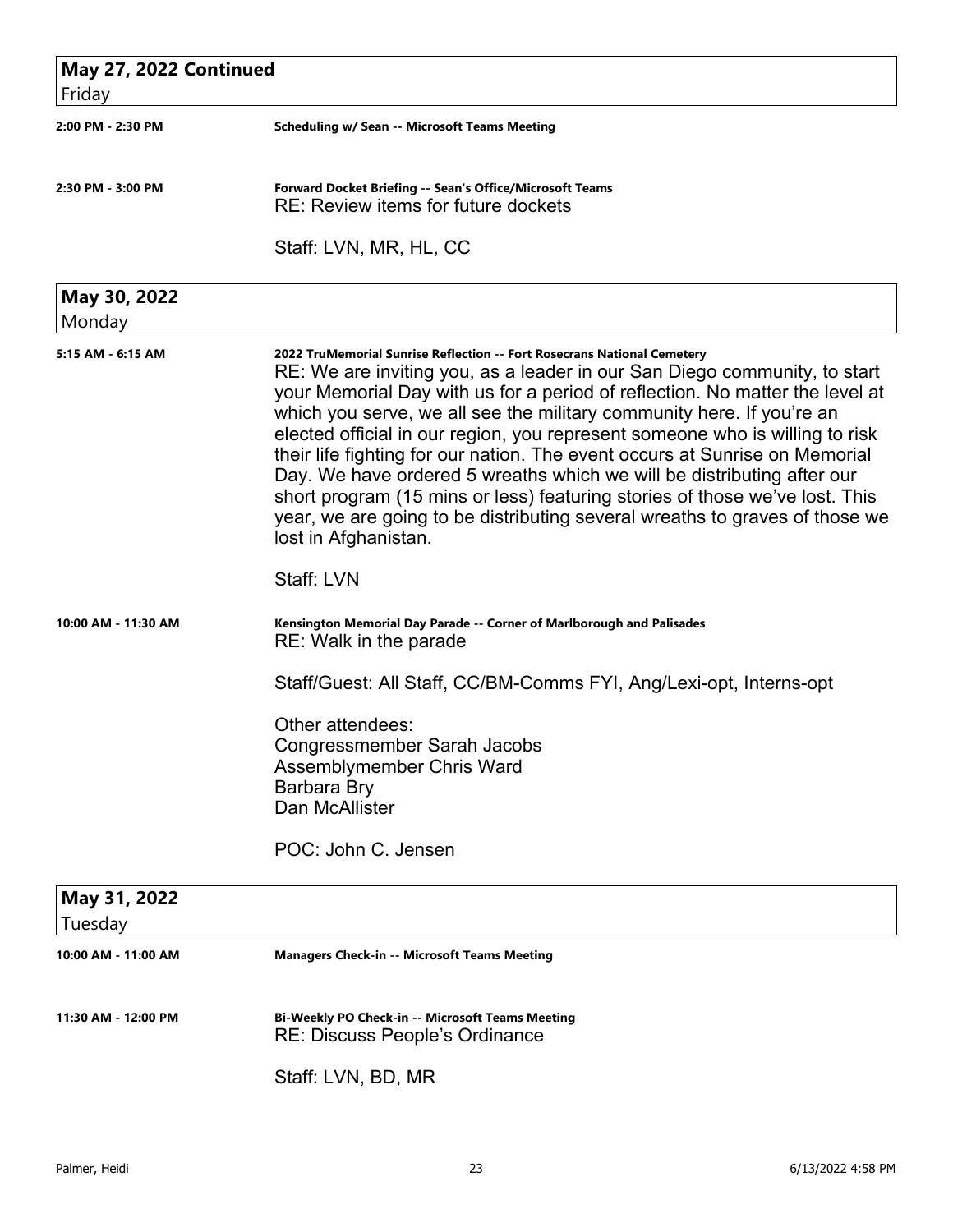## May 27, 2022 Continued
Friday

**2:00 PM - 2:30 PM** — **Scheduling w/ Sean -- Microsoft Teams Meeting**

**2:30 PM - 3:00 PM** — **Forward Docket Briefing -- Sean's Office/Microsoft Teams**

RE: Review items for future dockets

Staff: LVN, MR, HL, CC

## May 30, 2022
Monday

**5:15 AM - 6:15 AM** — **2022 TruMemorial Sunrise Reflection -- Fort Rosecrans National Cemetery**

RE: We are inviting you, as a leader in our San Diego community, to start your Memorial Day with us for a period of reflection. No matter the level at which you serve, we all see the military community here. If you're an elected official in our region, you represent someone who is willing to risk their life fighting for our nation. The event occurs at Sunrise on Memorial Day. We have ordered 5 wreaths which we will be distributing after our short program (15 mins or less) featuring stories of those we've lost. This year, we are going to be distributing several wreaths to graves of those we lost in Afghanistan.

Staff: LVN

**10:00 AM - 11:30 AM** — **Kensington Memorial Day Parade -- Corner of Marlborough and Palisades**

RE: Walk in the parade

Staff/Guest: All Staff, CC/BM-Comms FYI, Ang/Lexi-opt, Interns-opt

Other attendees:
Congressmember Sarah Jacobs
Assemblymember Chris Ward
Barbara Bry
Dan McAllister

POC: John C. Jensen

## May 31, 2022
Tuesday

**10:00 AM - 11:00 AM** — **Managers Check-in -- Microsoft Teams Meeting**

**11:30 AM - 12:00 PM** — **Bi-Weekly PO Check-in -- Microsoft Teams Meeting**

RE: Discuss People's Ordinance

Staff: LVN, BD, MR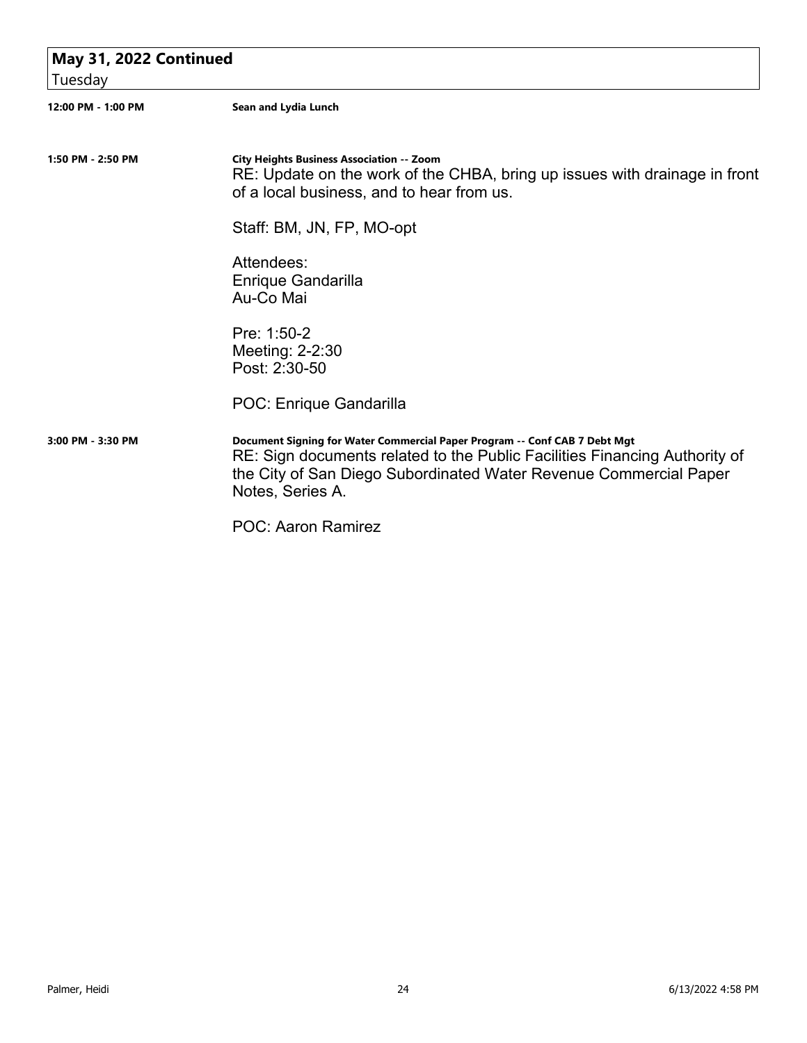## May 31, 2022 Continued

Tuesday

**12:00 PM - 1:00 PM** — **Sean and Lydia Lunch**

**1:50 PM - 2:50 PM** — **City Heights Business Association -- Zoom**

RE: Update on the work of the CHBA, bring up issues with drainage in front of a local business, and to hear from us.

Staff: BM, JN, FP, MO-opt

Attendees:
Enrique Gandarilla
Au-Co Mai

Pre: 1:50-2
Meeting: 2-2:30
Post: 2:30-50

POC: Enrique Gandarilla

**3:00 PM - 3:30 PM** — **Document Signing for Water Commercial Paper Program -- Conf CAB 7 Debt Mgt**

RE: Sign documents related to the Public Facilities Financing Authority of the City of San Diego Subordinated Water Revenue Commercial Paper Notes, Series A.

POC: Aaron Ramirez